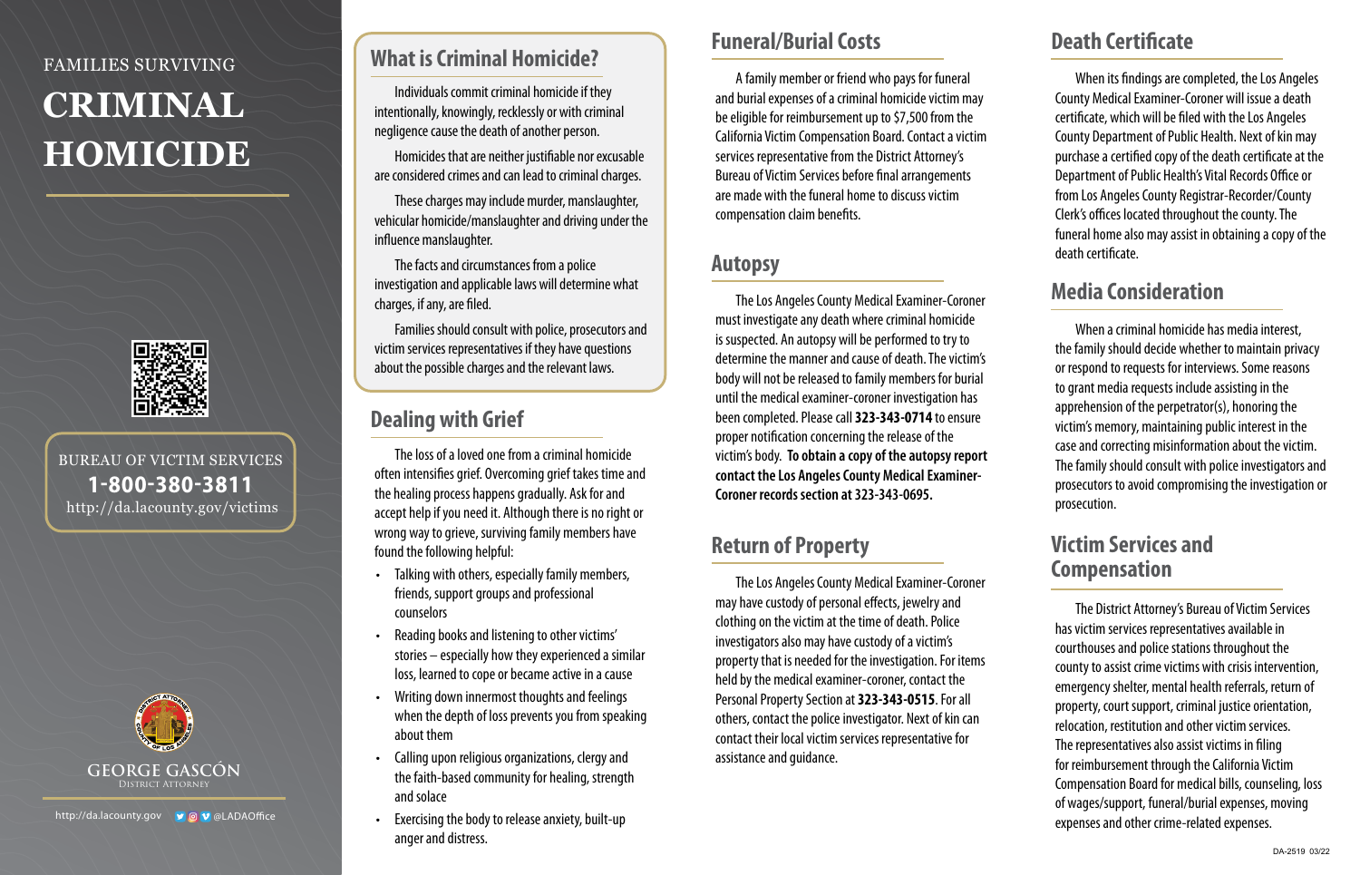FAMILIES SURVIVING

# CRIMINAL HOMICIDE

BUREAU OF VICTIM SERVICES
**1-800-380-3811**
http://da.lacounty.gov/victims

GEORGE GASCÓN
District Attorney

http://da.lacounty.gov @LADAOffice

## What is Criminal Homicide?

Individuals commit criminal homicide if they intentionally, knowingly, recklessly or with criminal negligence cause the death of another person.

Homicides that are neither justifiable nor excusable are considered crimes and can lead to criminal charges.

These charges may include murder, manslaughter, vehicular homicide/manslaughter and driving under the influence manslaughter.

The facts and circumstances from a police investigation and applicable laws will determine what charges, if any, are filed.

Families should consult with police, prosecutors and victim services representatives if they have questions about the possible charges and the relevant laws.

## Dealing with Grief

The loss of a loved one from a criminal homicide often intensifies grief. Overcoming grief takes time and the healing process happens gradually. Ask for and accept help if you need it. Although there is no right or wrong way to grieve, surviving family members have found the following helpful:

- Talking with others, especially family members, friends, support groups and professional counselors
- Reading books and listening to other victims' stories – especially how they experienced a similar loss, learned to cope or became active in a cause
- Writing down innermost thoughts and feelings when the depth of loss prevents you from speaking about them
- Calling upon religious organizations, clergy and the faith-based community for healing, strength and solace
- Exercising the body to release anxiety, built-up anger and distress.

## Funeral/Burial Costs

A family member or friend who pays for funeral and burial expenses of a criminal homicide victim may be eligible for reimbursement up to $7,500 from the California Victim Compensation Board. Contact a victim services representative from the District Attorney's Bureau of Victim Services before final arrangements are made with the funeral home to discuss victim compensation claim benefits.

## Autopsy

The Los Angeles County Medical Examiner-Coroner must investigate any death where criminal homicide is suspected. An autopsy will be performed to try to determine the manner and cause of death. The victim's body will not be released to family members for burial until the medical examiner-coroner investigation has been completed. Please call **323-343-0714** to ensure proper notification concerning the release of the victim's body. **To obtain a copy of the autopsy report contact the Los Angeles County Medical Examiner-Coroner records section at 323-343-0695.**

## Return of Property

The Los Angeles County Medical Examiner-Coroner may have custody of personal effects, jewelry and clothing on the victim at the time of death. Police investigators also may have custody of a victim's property that is needed for the investigation. For items held by the medical examiner-coroner, contact the Personal Property Section at **323-343-0515**. For all others, contact the police investigator. Next of kin can contact their local victim services representative for assistance and guidance.

## Death Certificate

When its findings are completed, the Los Angeles County Medical Examiner-Coroner will issue a death certificate, which will be filed with the Los Angeles County Department of Public Health. Next of kin may purchase a certified copy of the death certificate at the Department of Public Health's Vital Records Office or from Los Angeles County Registrar-Recorder/County Clerk's offices located throughout the county. The funeral home also may assist in obtaining a copy of the death certificate.

## Media Consideration

When a criminal homicide has media interest, the family should decide whether to maintain privacy or respond to requests for interviews. Some reasons to grant media requests include assisting in the apprehension of the perpetrator(s), honoring the victim's memory, maintaining public interest in the case and correcting misinformation about the victim. The family should consult with police investigators and prosecutors to avoid compromising the investigation or prosecution.

## Victim Services and Compensation

The District Attorney's Bureau of Victim Services has victim services representatives available in courthouses and police stations throughout the county to assist crime victims with crisis intervention, emergency shelter, mental health referrals, return of property, court support, criminal justice orientation, relocation, restitution and other victim services. The representatives also assist victims in filing for reimbursement through the California Victim Compensation Board for medical bills, counseling, loss of wages/support, funeral/burial expenses, moving expenses and other crime-related expenses.

DA-2519 03/22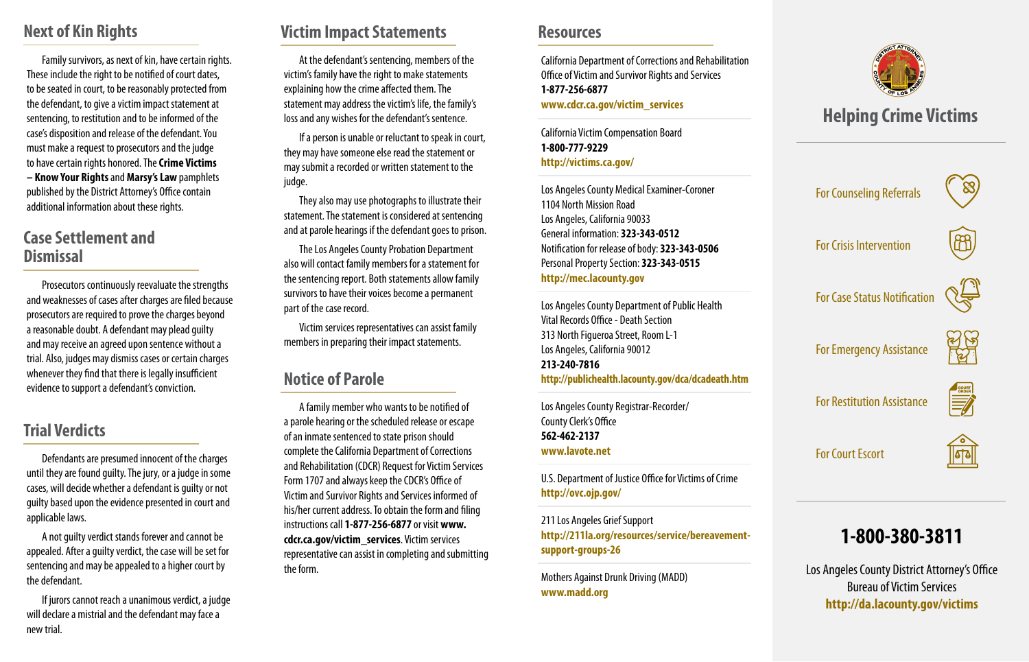## Next of Kin Rights

Family survivors, as next of kin, have certain rights. These include the right to be notified of court dates, to be seated in court, to be reasonably protected from the defendant, to give a victim impact statement at sentencing, to restitution and to be informed of the case's disposition and release of the defendant. You must make a request to prosecutors and the judge to have certain rights honored. The **Crime Victims – Know Your Rights** and **Marsy's Law** pamphlets published by the District Attorney's Office contain additional information about these rights.

## Case Settlement and Dismissal

Prosecutors continuously reevaluate the strengths and weaknesses of cases after charges are filed because prosecutors are required to prove the charges beyond a reasonable doubt. A defendant may plead guilty and may receive an agreed upon sentence without a trial. Also, judges may dismiss cases or certain charges whenever they find that there is legally insufficient evidence to support a defendant's conviction.

## Trial Verdicts

Defendants are presumed innocent of the charges until they are found guilty. The jury, or a judge in some cases, will decide whether a defendant is guilty or not guilty based upon the evidence presented in court and applicable laws.

A not guilty verdict stands forever and cannot be appealed. After a guilty verdict, the case will be set for sentencing and may be appealed to a higher court by the defendant.

If jurors cannot reach a unanimous verdict, a judge will declare a mistrial and the defendant may face a new trial.

## Victim Impact Statements

At the defendant's sentencing, members of the victim's family have the right to make statements explaining how the crime affected them. The statement may address the victim's life, the family's loss and any wishes for the defendant's sentence.

If a person is unable or reluctant to speak in court, they may have someone else read the statement or may submit a recorded or written statement to the judge.

They also may use photographs to illustrate their statement. The statement is considered at sentencing and at parole hearings if the defendant goes to prison.

The Los Angeles County Probation Department also will contact family members for a statement for the sentencing report. Both statements allow family survivors to have their voices become a permanent part of the case record.

Victim services representatives can assist family members in preparing their impact statements.

## Notice of Parole

A family member who wants to be notified of a parole hearing or the scheduled release or escape of an inmate sentenced to state prison should complete the California Department of Corrections and Rehabilitation (CDCR) Request for Victim Services Form 1707 and always keep the CDCR's Office of Victim and Survivor Rights and Services informed of his/her current address. To obtain the form and filing instructions call **1-877-256-6877** or visit **www.cdcr.ca.gov/victim_services**. Victim services representative can assist in completing and submitting the form.

## Resources

California Department of Corrections and Rehabilitation Office of Victim and Survivor Rights and Services
**1-877-256-6877**
**www.cdcr.ca.gov/victim_services**

California Victim Compensation Board
**1-800-777-9229**
**http://victims.ca.gov/**

Los Angeles County Medical Examiner-Coroner
1104 North Mission Road
Los Angeles, California 90033
General information: **323-343-0512**
Notification for release of body: **323-343-0506**
Personal Property Section: **323-343-0515**
**http://mec.lacounty.gov**

Los Angeles County Department of Public Health
Vital Records Office - Death Section
313 North Figueroa Street, Room L-1
Los Angeles, California 90012
**213-240-7816**
**http://publichealth.lacounty.gov/dca/dcadeath.htm**

Los Angeles County Registrar-Recorder/ County Clerk's Office
**562-462-2137**
**www.lavote.net**

U.S. Department of Justice Office for Victims of Crime
**http://ovc.ojp.gov/**

211 Los Angeles Grief Support
**http://211la.org/resources/service/bereavement-support-groups-26**

Mothers Against Drunk Driving (MADD)
**www.madd.org**

## Helping Crime Victims

For Counseling Referrals

For Crisis Intervention

For Case Status Notification

For Emergency Assistance

For Restitution Assistance

For Court Escort

# 1-800-380-3811

Los Angeles County District Attorney's Office
Bureau of Victim Services
**http://da.lacounty.gov/victims**